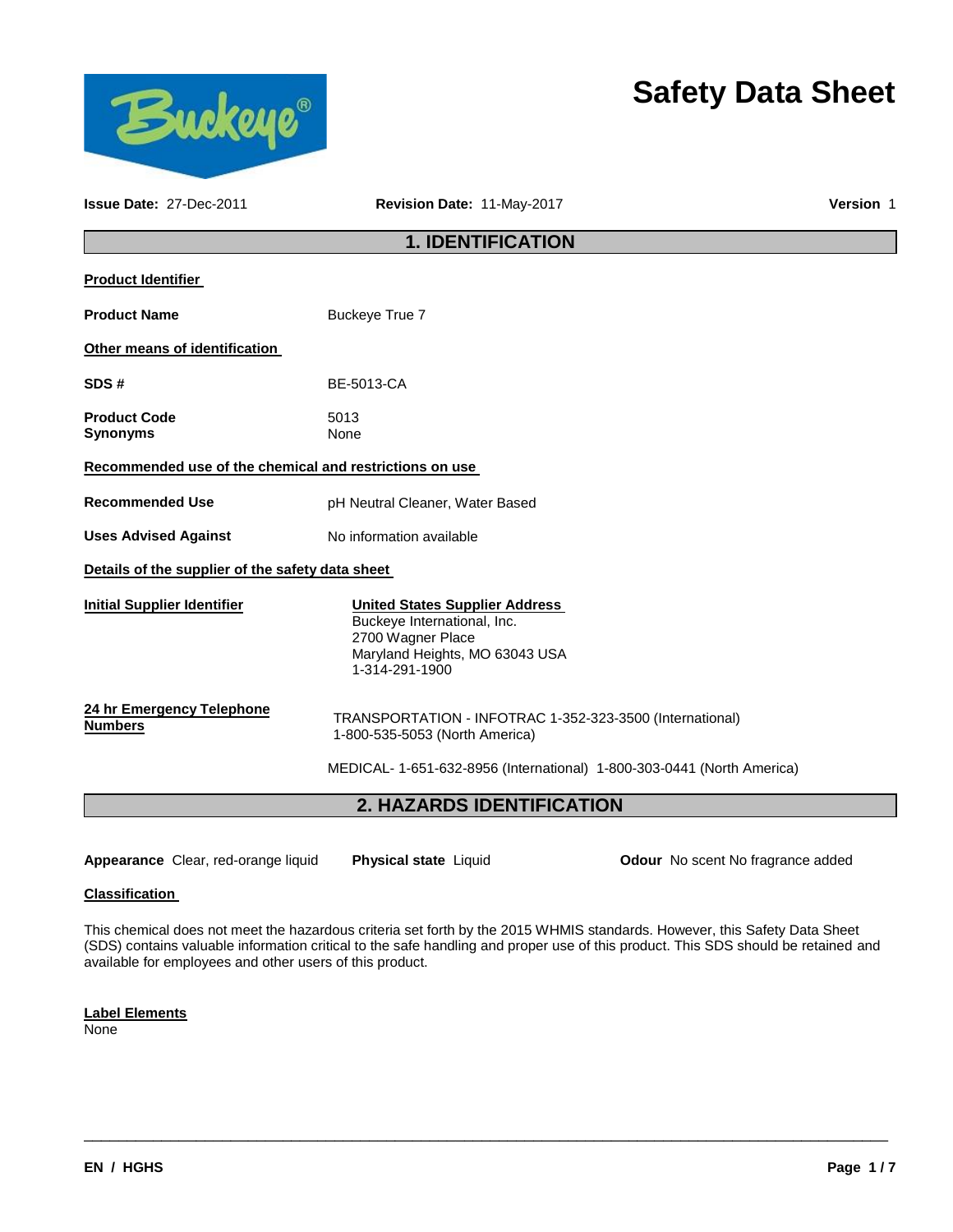# Safety Data Sheet

**Issue Date:** 27-Dec-2011 **Revision Date:** 11-May-2017 **Version** 1

## 1. IDENTIFICATION

**Product Identifier**

**Product Name** Buckeye True 7

**Other means of identification**

**SDS #** BE-5013-CA

**Product Code** 5013
**Synonyms** None

**Recommended use of the chemical and restrictions on use**

**Recommended Use** pH Neutral Cleaner, Water Based

**Uses Advised Against** No information available

**Details of the supplier of the safety data sheet**

**Initial Supplier Identifier**

**United States Supplier Address**
Buckeye International, Inc.
2700 Wagner Place
Maryland Heights, MO 63043 USA
1-314-291-1900

**24 hr Emergency Telephone Numbers**

TRANSPORTATION - INFOTRAC 1-352-323-3500 (International)
1-800-535-5053 (North America)

MEDICAL- 1-651-632-8956 (International) 1-800-303-0441 (North America)

## 2. HAZARDS IDENTIFICATION

**Appearance** Clear, red-orange liquid **Physical state** Liquid **Odour** No scent No fragrance added

**Classification**

This chemical does not meet the hazardous criteria set forth by the 2015 WHMIS standards. However, this Safety Data Sheet (SDS) contains valuable information critical to the safe handling and proper use of this product. This SDS should be retained and available for employees and other users of this product.

**Label Elements**
None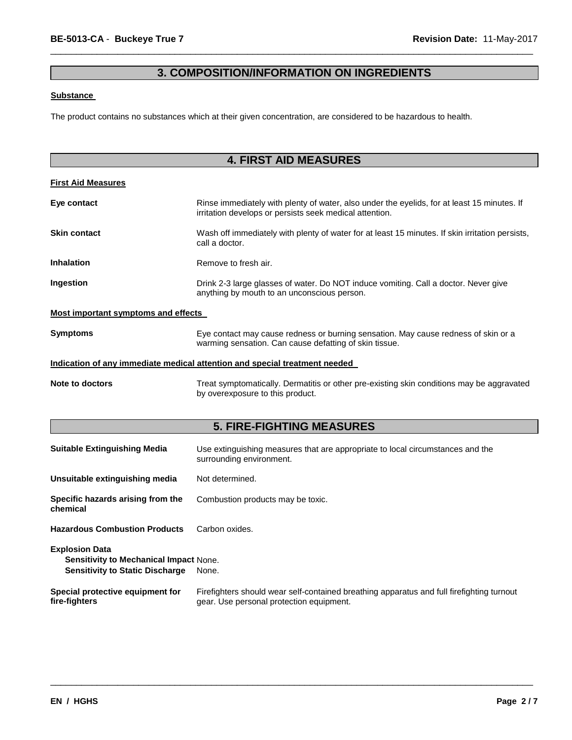## 3. COMPOSITION/INFORMATION ON INGREDIENTS

**Substance**

The product contains no substances which at their given concentration, are considered to be hazardous to health.

## 4. FIRST AID MEASURES

**First Aid Measures**

| | |
|---|---|
| **Eye contact** | Rinse immediately with plenty of water, also under the eyelids, for at least 15 minutes. If irritation develops or persists seek medical attention. |
| **Skin contact** | Wash off immediately with plenty of water for at least 15 minutes. If skin irritation persists, call a doctor. |
| **Inhalation** | Remove to fresh air. |
| **Ingestion** | Drink 2-3 large glasses of water. Do NOT induce vomiting. Call a doctor. Never give anything by mouth to an unconscious person. |

**Most important symptoms and effects**

| | |
|---|---|
| **Symptoms** | Eye contact may cause redness or burning sensation. May cause redness of skin or a warming sensation. Can cause defatting of skin tissue. |

**Indication of any immediate medical attention and special treatment needed**

| | |
|---|---|
| **Note to doctors** | Treat symptomatically. Dermatitis or other pre-existing skin conditions may be aggravated by overexposure to this product. |

## 5. FIRE-FIGHTING MEASURES

| | |
|---|---|
| **Suitable Extinguishing Media** | Use extinguishing measures that are appropriate to local circumstances and the surrounding environment. |
| **Unsuitable extinguishing media** | Not determined. |
| **Specific hazards arising from the chemical** | Combustion products may be toxic. |
| **Hazardous Combustion Products** | Carbon oxides. |

**Explosion Data**

| | |
|---|---|
| **Sensitivity to Mechanical Impact** | None. |
| **Sensitivity to Static Discharge** | None. |

| | |
|---|---|
| **Special protective equipment for fire-fighters** | Firefighters should wear self-contained breathing apparatus and full firefighting turnout gear. Use personal protection equipment. |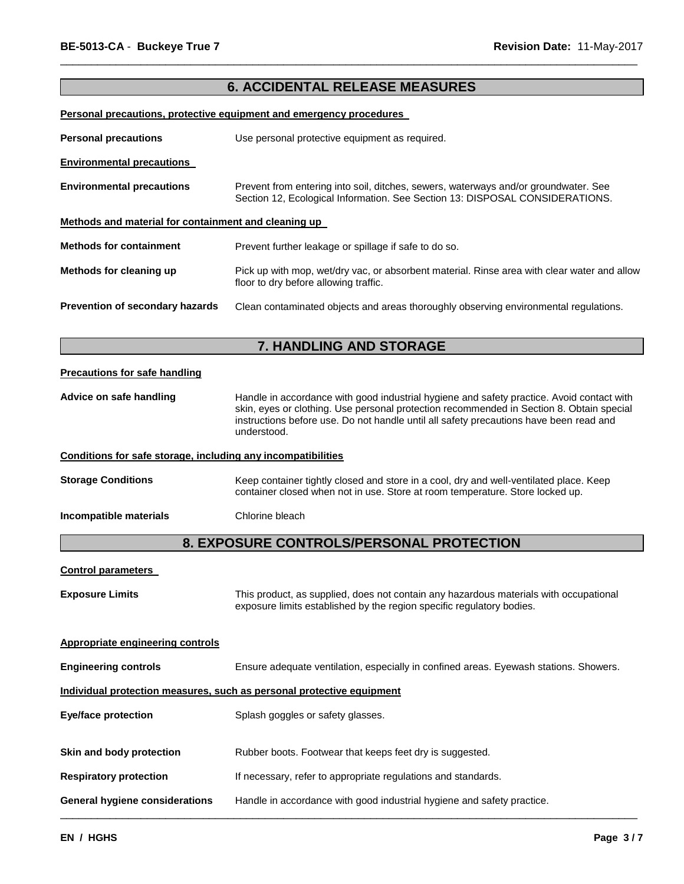## 6. ACCIDENTAL RELEASE MEASURES

**Personal precautions, protective equipment and emergency procedures**

| | |
|---|---|
| **Personal precautions** | Use personal protective equipment as required. |

**Environmental precautions**

| | |
|---|---|
| **Environmental precautions** | Prevent from entering into soil, ditches, sewers, waterways and/or groundwater. See Section 12, Ecological Information. See Section 13: DISPOSAL CONSIDERATIONS. |

**Methods and material for containment and cleaning up**

| | |
|---|---|
| **Methods for containment** | Prevent further leakage or spillage if safe to do so. |
| **Methods for cleaning up** | Pick up with mop, wet/dry vac, or absorbent material. Rinse area with clear water and allow floor to dry before allowing traffic. |
| **Prevention of secondary hazards** | Clean contaminated objects and areas thoroughly observing environmental regulations. |

## 7. HANDLING AND STORAGE

**Precautions for safe handling**

| | |
|---|---|
| **Advice on safe handling** | Handle in accordance with good industrial hygiene and safety practice. Avoid contact with skin, eyes or clothing. Use personal protection recommended in Section 8. Obtain special instructions before use. Do not handle until all safety precautions have been read and understood. |

**Conditions for safe storage, including any incompatibilities**

| | |
|---|---|
| **Storage Conditions** | Keep container tightly closed and store in a cool, dry and well-ventilated place. Keep container closed when not in use. Store at room temperature. Store locked up. |
| **Incompatible materials** | Chlorine bleach |

## 8. EXPOSURE CONTROLS/PERSONAL PROTECTION

**Control parameters**

| | |
|---|---|
| **Exposure Limits** | This product, as supplied, does not contain any hazardous materials with occupational exposure limits established by the region specific regulatory bodies. |

**Appropriate engineering controls**

| | |
|---|---|
| **Engineering controls** | Ensure adequate ventilation, especially in confined areas. Eyewash stations. Showers. |

**Individual protection measures, such as personal protective equipment**

| | |
|---|---|
| **Eye/face protection** | Splash goggles or safety glasses. |
| **Skin and body protection** | Rubber boots. Footwear that keeps feet dry is suggested. |
| **Respiratory protection** | If necessary, refer to appropriate regulations and standards. |
| **General hygiene considerations** | Handle in accordance with good industrial hygiene and safety practice. |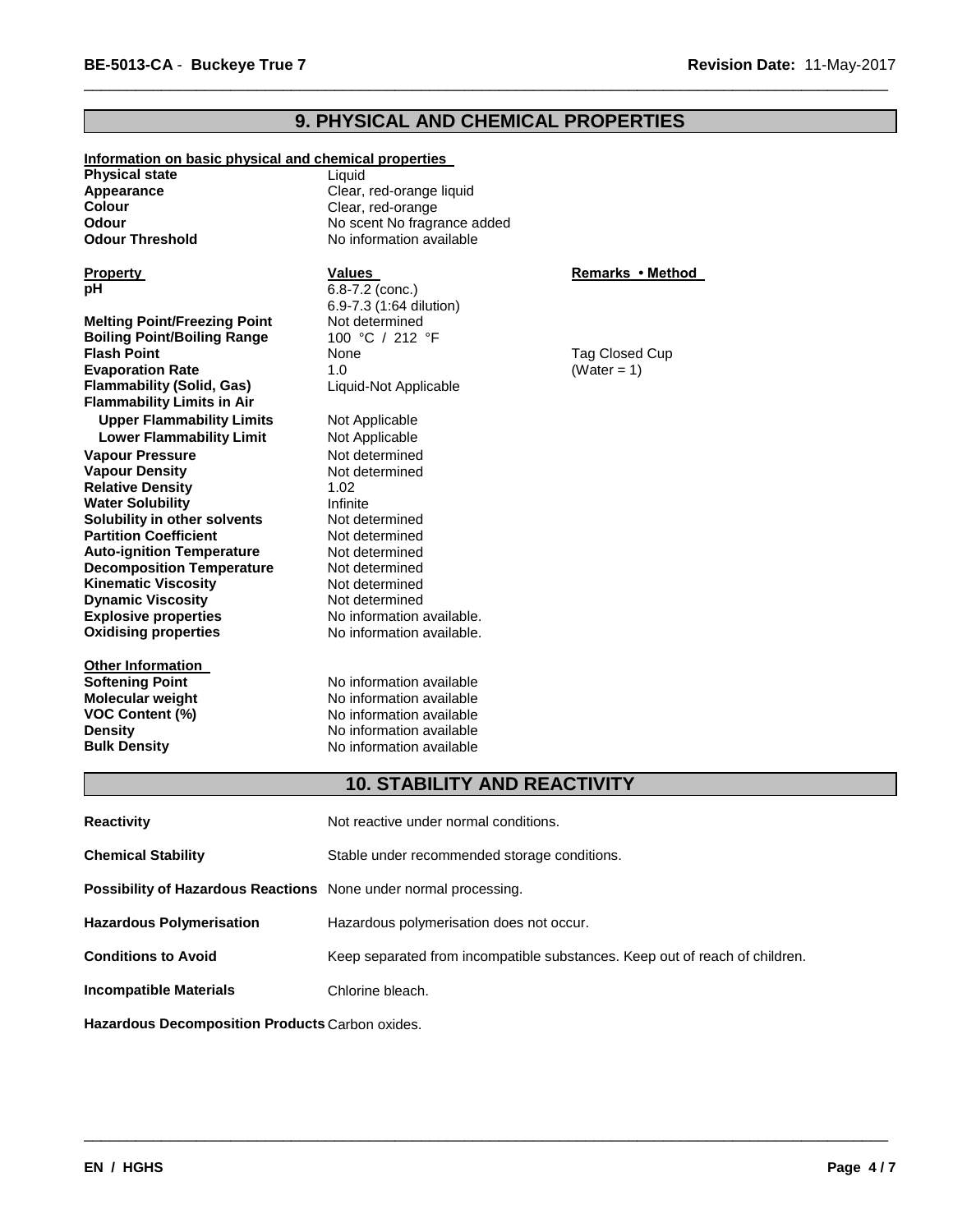## 9. PHYSICAL AND CHEMICAL PROPERTIES

**Information on basic physical and chemical properties**

| | |
|---|---|
| **Physical state** | Liquid |
| **Appearance** | Clear, red-orange liquid |
| **Colour** | Clear, red-orange |
| **Odour** | No scent No fragrance added |
| **Odour Threshold** | No information available |

| Property | Values | Remarks • Method |
|---|---|---|
| **pH** | 6.8-7.2 (conc.)<br>6.9-7.3 (1:64 dilution) | |
| **Melting Point/Freezing Point** | Not determined | |
| **Boiling Point/Boiling Range** | 100 °C / 212 °F | |
| **Flash Point** | None | Tag Closed Cup |
| **Evaporation Rate** | 1.0 | (Water = 1) |
| **Flammability (Solid, Gas)** | Liquid-Not Applicable | |
| **Flammability Limits in Air** | | |
| **Upper Flammability Limits** | Not Applicable | |
| **Lower Flammability Limit** | Not Applicable | |
| **Vapour Pressure** | Not determined | |
| **Vapour Density** | Not determined | |
| **Relative Density** | 1.02 | |
| **Water Solubility** | Infinite | |
| **Solubility in other solvents** | Not determined | |
| **Partition Coefficient** | Not determined | |
| **Auto-ignition Temperature** | Not determined | |
| **Decomposition Temperature** | Not determined | |
| **Kinematic Viscosity** | Not determined | |
| **Dynamic Viscosity** | Not determined | |
| **Explosive properties** | No information available. | |
| **Oxidising properties** | No information available. | |

**Other Information**

| | |
|---|---|
| **Softening Point** | No information available |
| **Molecular weight** | No information available |
| **VOC Content (%)** | No information available |
| **Density** | No information available |
| **Bulk Density** | No information available |

## 10. STABILITY AND REACTIVITY

| | |
|---|---|
| **Reactivity** | Not reactive under normal conditions. |
| **Chemical Stability** | Stable under recommended storage conditions. |
| **Possibility of Hazardous Reactions** | None under normal processing. |
| **Hazardous Polymerisation** | Hazardous polymerisation does not occur. |
| **Conditions to Avoid** | Keep separated from incompatible substances. Keep out of reach of children. |
| **Incompatible Materials** | Chlorine bleach. |
| **Hazardous Decomposition Products** | Carbon oxides. |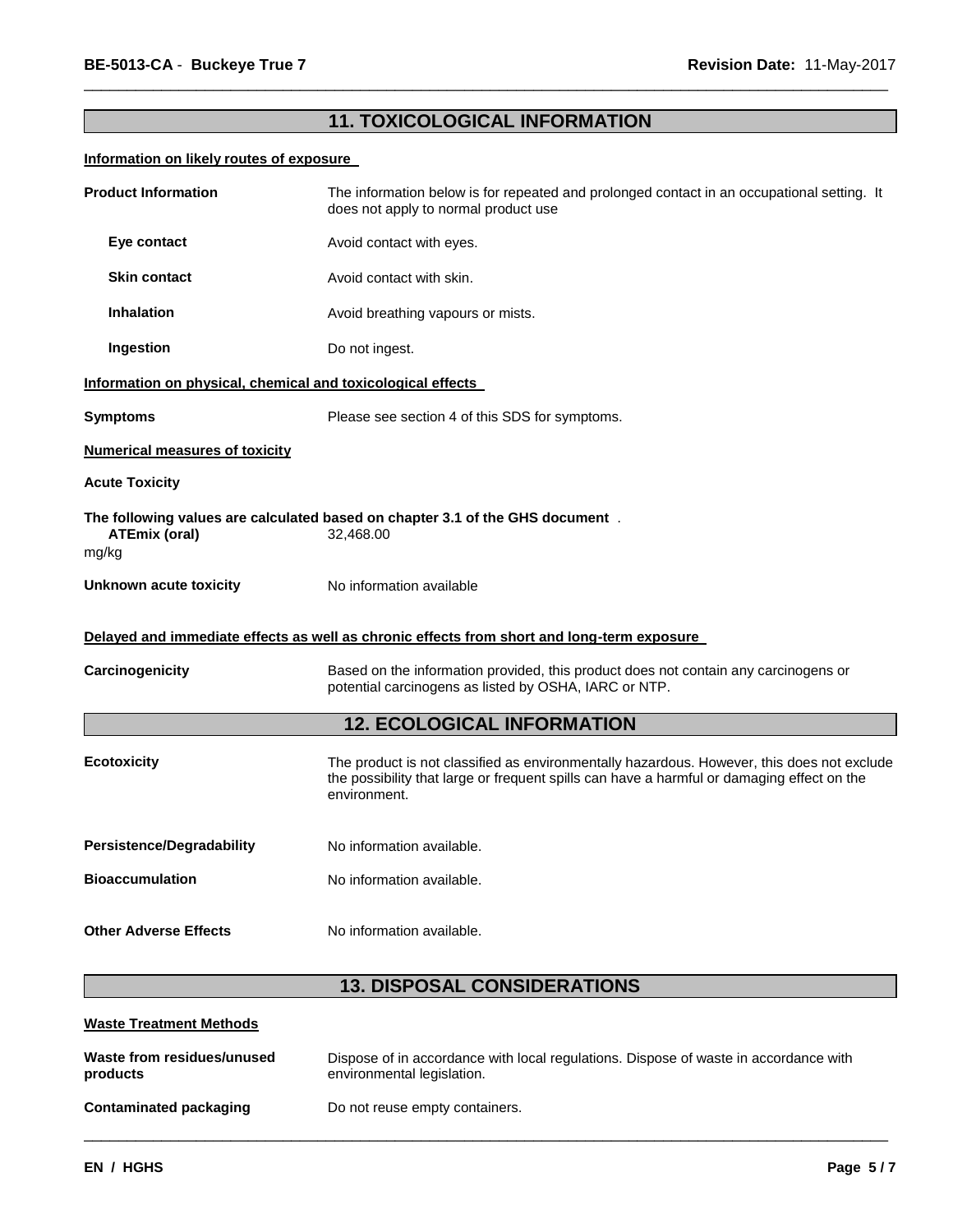## 11. TOXICOLOGICAL INFORMATION

**Information on likely routes of exposure**

**Product Information** The information below is for repeated and prolonged contact in an occupational setting. It does not apply to normal product use

**Eye contact** Avoid contact with eyes.

**Skin contact** Avoid contact with skin.

**Inhalation** Avoid breathing vapours or mists.

**Ingestion** Do not ingest.

**Information on physical, chemical and toxicological effects**

**Symptoms** Please see section 4 of this SDS for symptoms.

**Numerical measures of toxicity**

**Acute Toxicity**

**The following values are calculated based on chapter 3.1 of the GHS document** .

**ATEmix (oral)** 32,468.00 mg/kg

**Unknown acute toxicity** No information available

**Delayed and immediate effects as well as chronic effects from short and long-term exposure**

**Carcinogenicity** Based on the information provided, this product does not contain any carcinogens or potential carcinogens as listed by OSHA, IARC or NTP.

## 12. ECOLOGICAL INFORMATION

**Ecotoxicity** The product is not classified as environmentally hazardous. However, this does not exclude the possibility that large or frequent spills can have a harmful or damaging effect on the environment.

**Persistence/Degradability** No information available.

**Bioaccumulation** No information available.

**Other Adverse Effects** No information available.

## 13. DISPOSAL CONSIDERATIONS

**Waste Treatment Methods**

**Waste from residues/unused products** Dispose of in accordance with local regulations. Dispose of waste in accordance with environmental legislation.

**Contaminated packaging** Do not reuse empty containers.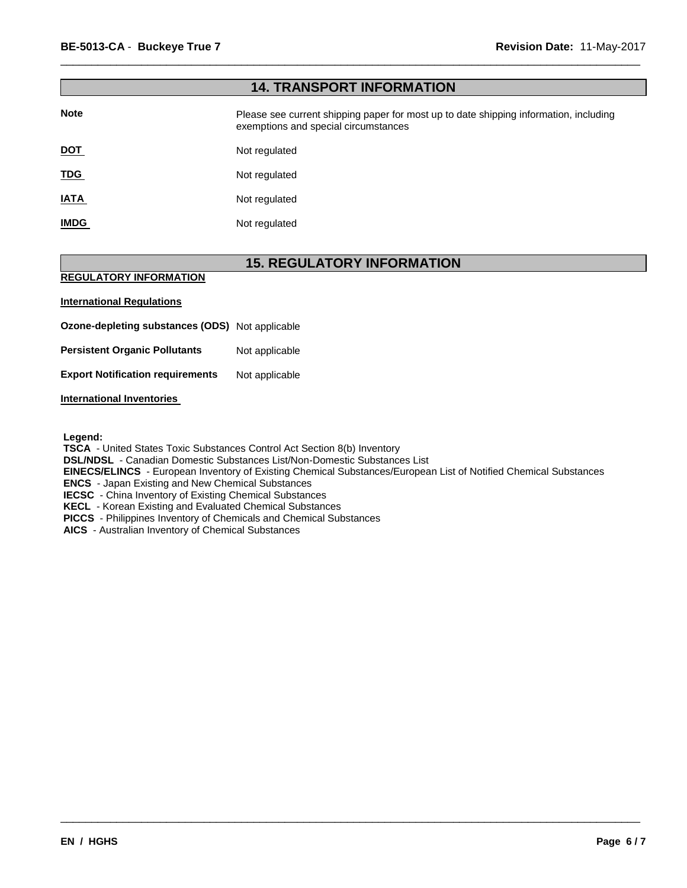## 14. TRANSPORT INFORMATION

| | |
|---|---|
| **Note** | Please see current shipping paper for most up to date shipping information, including exemptions and special circumstances |
| **DOT** | Not regulated |
| **TDG** | Not regulated |
| **IATA** | Not regulated |
| **IMDG** | Not regulated |

## 15. REGULATORY INFORMATION

**REGULATORY INFORMATION**

**International Regulations**

| | |
|---|---|
| **Ozone-depleting substances (ODS)** | Not applicable |
| **Persistent Organic Pollutants** | Not applicable |
| **Export Notification requirements** | Not applicable |

**International Inventories**

**Legend:**
**TSCA** - United States Toxic Substances Control Act Section 8(b) Inventory
**DSL/NDSL** - Canadian Domestic Substances List/Non-Domestic Substances List
**EINECS/ELINCS** - European Inventory of Existing Chemical Substances/European List of Notified Chemical Substances
**ENCS** - Japan Existing and New Chemical Substances
**IECSC** - China Inventory of Existing Chemical Substances
**KECL** - Korean Existing and Evaluated Chemical Substances
**PICCS** - Philippines Inventory of Chemicals and Chemical Substances
**AICS** - Australian Inventory of Chemical Substances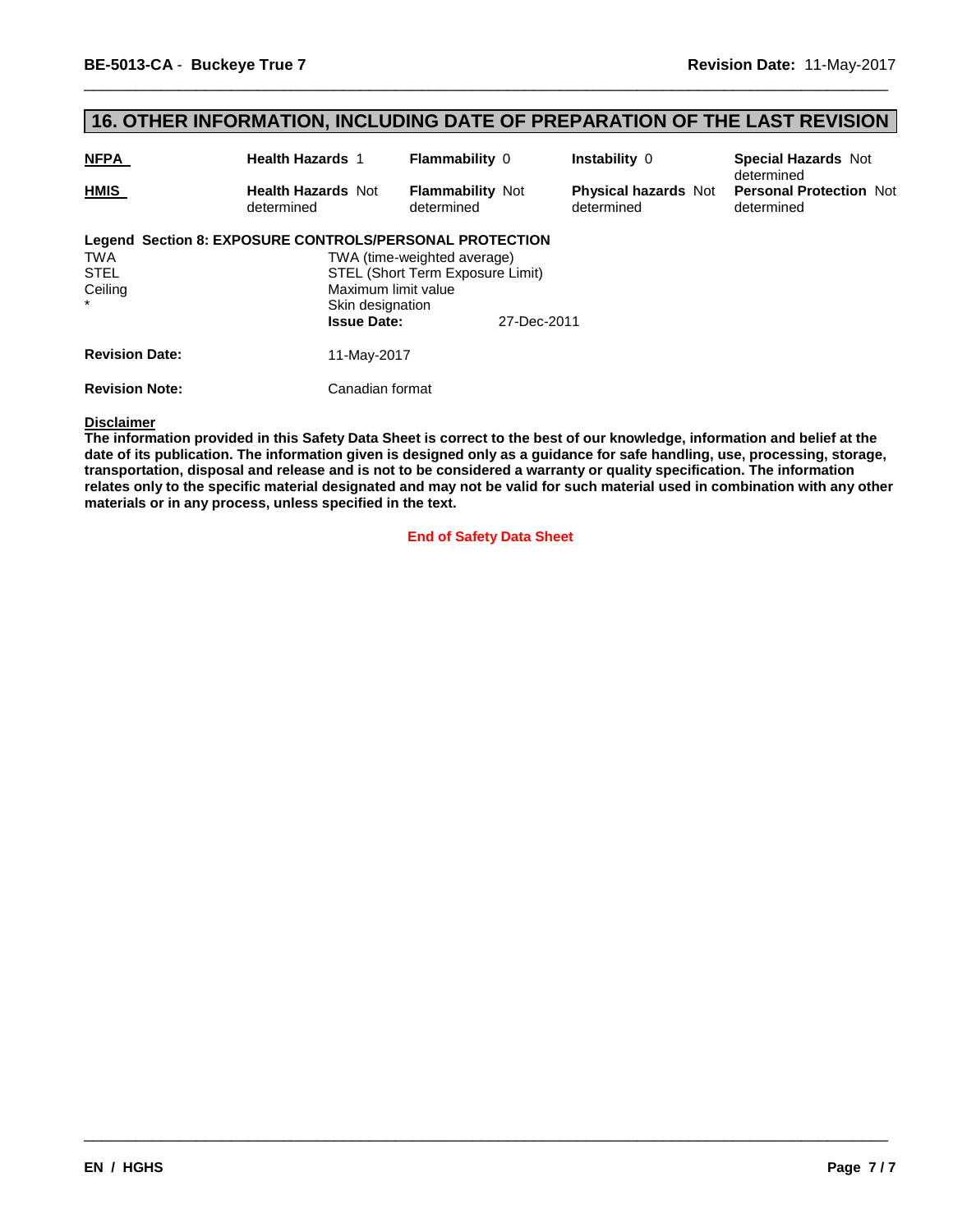## 16. OTHER INFORMATION, INCLUDING DATE OF PREPARATION OF THE LAST REVISION

| | | | | |
|---|---|---|---|---|
| **NFPA** | **Health Hazards** 1 | **Flammability** 0 | **Instability** 0 | **Special Hazards** Not determined |
| **HMIS** | **Health Hazards** Not determined | **Flammability** Not determined | **Physical hazards** Not determined | **Personal Protection** Not determined |

**Legend Section 8: EXPOSURE CONTROLS/PERSONAL PROTECTION**

| | |
|---|---|
| TWA | TWA (time-weighted average) |
| STEL | STEL (Short Term Exposure Limit) |
| Ceiling | Maximum limit value |
| * | Skin designation |

**Issue Date:** 27-Dec-2011

**Revision Date:** 11-May-2017

**Revision Note:** Canadian format

**Disclaimer**

**The information provided in this Safety Data Sheet is correct to the best of our knowledge, information and belief at the date of its publication. The information given is designed only as a guidance for safe handling, use, processing, storage, transportation, disposal and release and is not to be considered a warranty or quality specification. The information relates only to the specific material designated and may not be valid for such material used in combination with any other materials or in any process, unless specified in the text.**

**End of Safety Data Sheet**